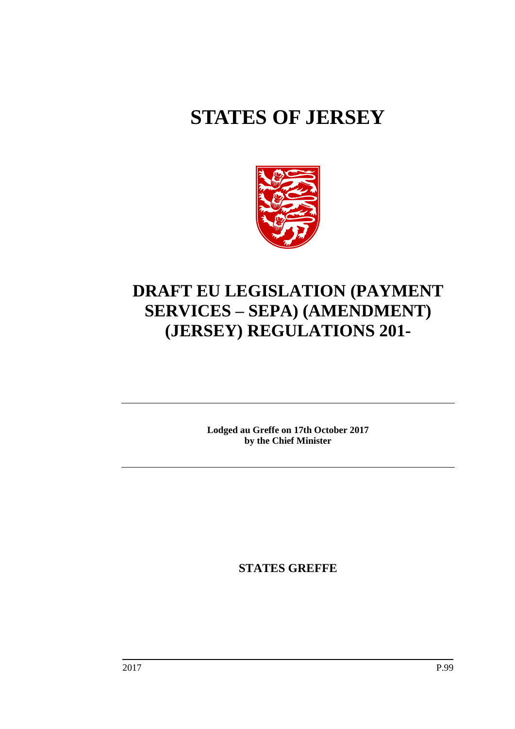# STATES OF JERSEY

## DRAFT EU LEGISLATION (PAYMENT SERVICES – SEPA) (AMENDMENT) (JERSEY) REGULATIONS 201-

---

**Lodged au Greffe on 17th October 2017**
**by the Chief Minister**

---

**STATES GREFFE**

2017 P.99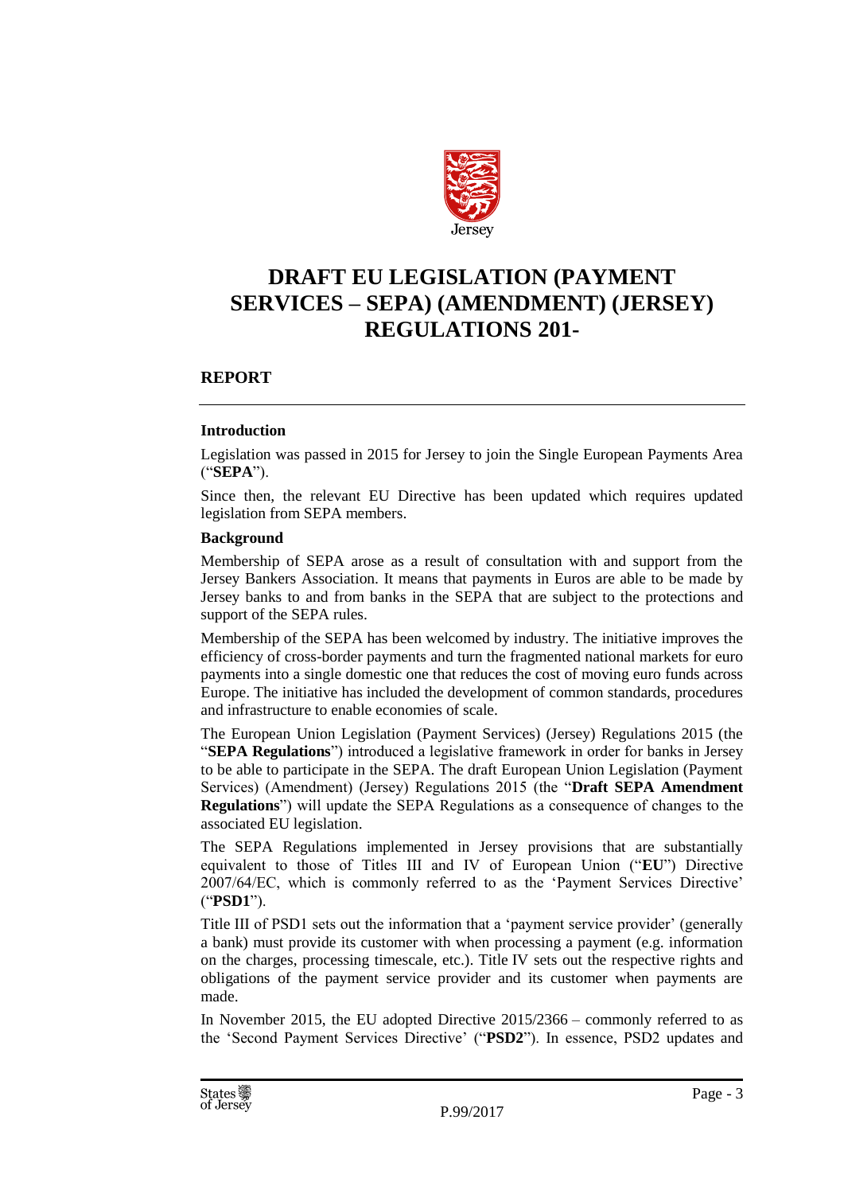# DRAFT EU LEGISLATION (PAYMENT SERVICES – SEPA) (AMENDMENT) (JERSEY) REGULATIONS 201-

## REPORT

### Introduction

Legislation was passed in 2015 for Jersey to join the Single European Payments Area ("**SEPA**").

Since then, the relevant EU Directive has been updated which requires updated legislation from SEPA members.

### Background

Membership of SEPA arose as a result of consultation with and support from the Jersey Bankers Association. It means that payments in Euros are able to be made by Jersey banks to and from banks in the SEPA that are subject to the protections and support of the SEPA rules.

Membership of the SEPA has been welcomed by industry. The initiative improves the efficiency of cross-border payments and turn the fragmented national markets for euro payments into a single domestic one that reduces the cost of moving euro funds across Europe. The initiative has included the development of common standards, procedures and infrastructure to enable economies of scale.

The European Union Legislation (Payment Services) (Jersey) Regulations 2015 (the "**SEPA Regulations**") introduced a legislative framework in order for banks in Jersey to be able to participate in the SEPA. The draft European Union Legislation (Payment Services) (Amendment) (Jersey) Regulations 2015 (the "**Draft SEPA Amendment Regulations**") will update the SEPA Regulations as a consequence of changes to the associated EU legislation.

The SEPA Regulations implemented in Jersey provisions that are substantially equivalent to those of Titles III and IV of European Union ("**EU**") Directive 2007/64/EC, which is commonly referred to as the 'Payment Services Directive' ("**PSD1**").

Title III of PSD1 sets out the information that a 'payment service provider' (generally a bank) must provide its customer with when processing a payment (e.g. information on the charges, processing timescale, etc.). Title IV sets out the respective rights and obligations of the payment service provider and its customer when payments are made.

In November 2015, the EU adopted Directive 2015/2366 – commonly referred to as the 'Second Payment Services Directive' ("**PSD2**"). In essence, PSD2 updates and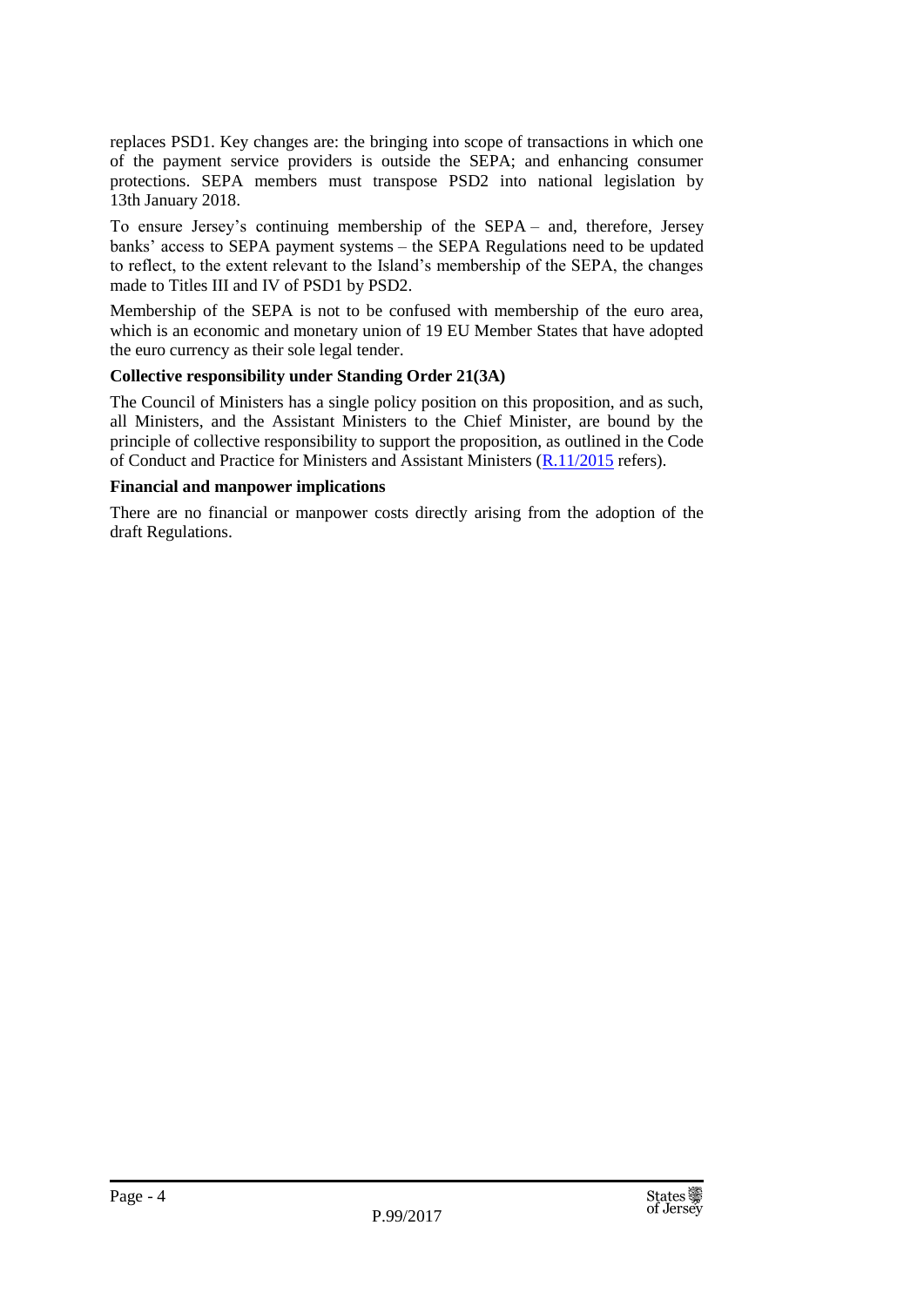replaces PSD1. Key changes are: the bringing into scope of transactions in which one of the payment service providers is outside the SEPA; and enhancing consumer protections. SEPA members must transpose PSD2 into national legislation by 13th January 2018.

To ensure Jersey's continuing membership of the SEPA – and, therefore, Jersey banks' access to SEPA payment systems – the SEPA Regulations need to be updated to reflect, to the extent relevant to the Island's membership of the SEPA, the changes made to Titles III and IV of PSD1 by PSD2.

Membership of the SEPA is not to be confused with membership of the euro area, which is an economic and monetary union of 19 EU Member States that have adopted the euro currency as their sole legal tender.

**Collective responsibility under Standing Order 21(3A)**

The Council of Ministers has a single policy position on this proposition, and as such, all Ministers, and the Assistant Ministers to the Chief Minister, are bound by the principle of collective responsibility to support the proposition, as outlined in the Code of Conduct and Practice for Ministers and Assistant Ministers (R.11/2015 refers).

**Financial and manpower implications**

There are no financial or manpower costs directly arising from the adoption of the draft Regulations.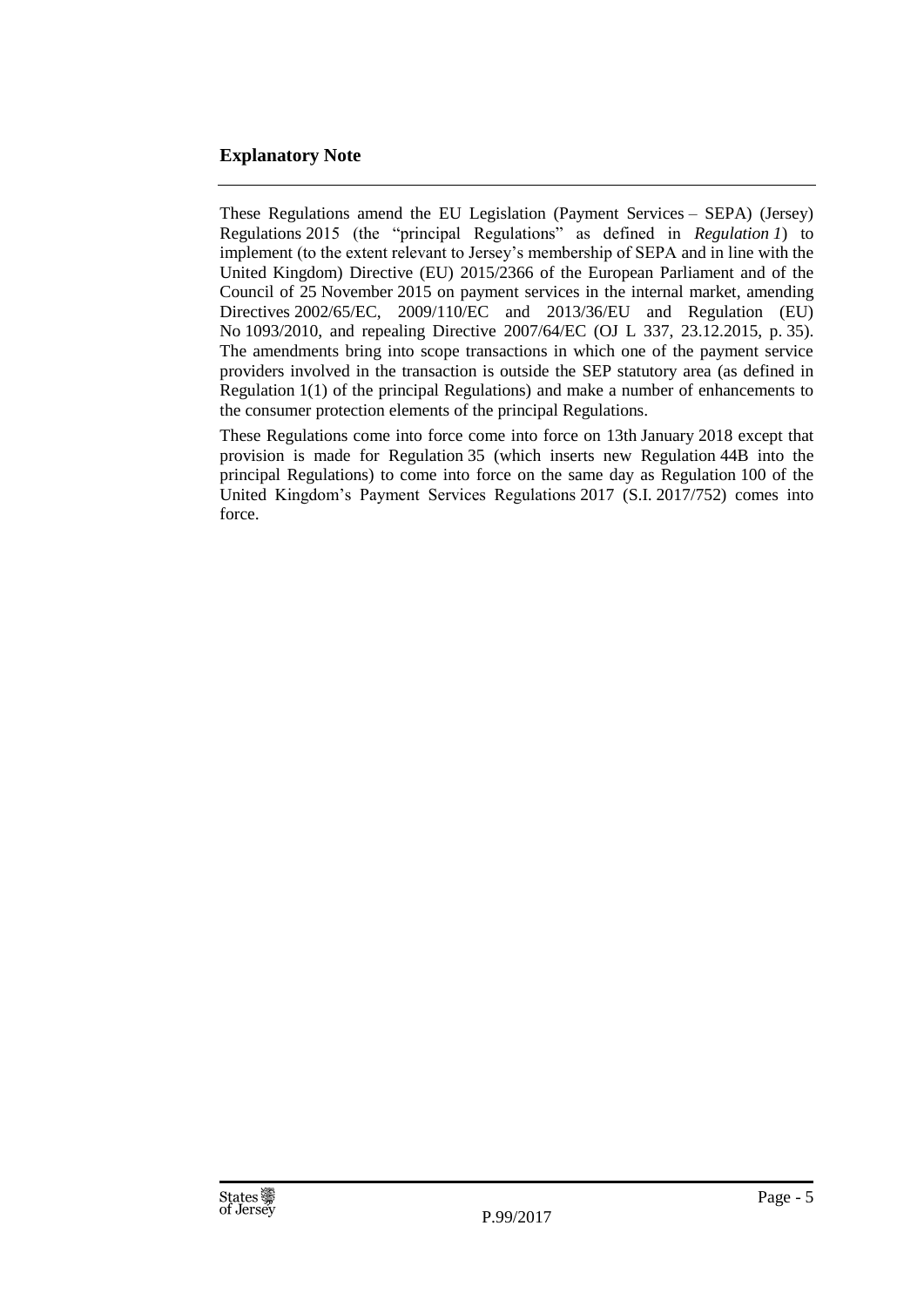## Explanatory Note

These Regulations amend the EU Legislation (Payment Services – SEPA) (Jersey) Regulations 2015 (the "principal Regulations" as defined in *Regulation 1*) to implement (to the extent relevant to Jersey's membership of SEPA and in line with the United Kingdom) Directive (EU) 2015/2366 of the European Parliament and of the Council of 25 November 2015 on payment services in the internal market, amending Directives 2002/65/EC, 2009/110/EC and 2013/36/EU and Regulation (EU) No 1093/2010, and repealing Directive 2007/64/EC (OJ L 337, 23.12.2015, p. 35). The amendments bring into scope transactions in which one of the payment service providers involved in the transaction is outside the SEP statutory area (as defined in Regulation 1(1) of the principal Regulations) and make a number of enhancements to the consumer protection elements of the principal Regulations.

These Regulations come into force come into force on 13th January 2018 except that provision is made for Regulation 35 (which inserts new Regulation 44B into the principal Regulations) to come into force on the same day as Regulation 100 of the United Kingdom's Payment Services Regulations 2017 (S.I. 2017/752) comes into force.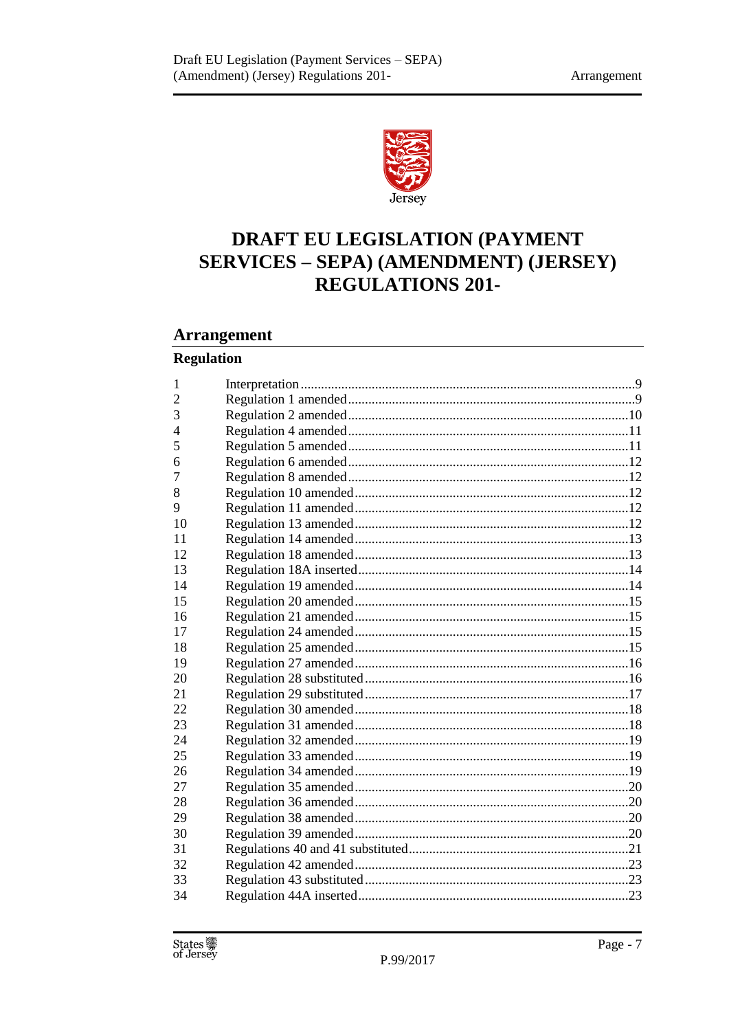Jersey

# DRAFT EU LEGISLATION (PAYMENT SERVICES – SEPA) (AMENDMENT) (JERSEY) REGULATIONS 201-

## Arrangement

### Regulation

| | | |
|---|---|---|
| 1 | Interpretation | 9 |
| 2 | Regulation 1 amended | 9 |
| 3 | Regulation 2 amended | 10 |
| 4 | Regulation 4 amended | 11 |
| 5 | Regulation 5 amended | 11 |
| 6 | Regulation 6 amended | 12 |
| 7 | Regulation 8 amended | 12 |
| 8 | Regulation 10 amended | 12 |
| 9 | Regulation 11 amended | 12 |
| 10 | Regulation 13 amended | 12 |
| 11 | Regulation 14 amended | 13 |
| 12 | Regulation 18 amended | 13 |
| 13 | Regulation 18A inserted | 14 |
| 14 | Regulation 19 amended | 14 |
| 15 | Regulation 20 amended | 15 |
| 16 | Regulation 21 amended | 15 |
| 17 | Regulation 24 amended | 15 |
| 18 | Regulation 25 amended | 15 |
| 19 | Regulation 27 amended | 16 |
| 20 | Regulation 28 substituted | 16 |
| 21 | Regulation 29 substituted | 17 |
| 22 | Regulation 30 amended | 18 |
| 23 | Regulation 31 amended | 18 |
| 24 | Regulation 32 amended | 19 |
| 25 | Regulation 33 amended | 19 |
| 26 | Regulation 34 amended | 19 |
| 27 | Regulation 35 amended | 20 |
| 28 | Regulation 36 amended | 20 |
| 29 | Regulation 38 amended | 20 |
| 30 | Regulation 39 amended | 20 |
| 31 | Regulations 40 and 41 substituted | 21 |
| 32 | Regulation 42 amended | 23 |
| 33 | Regulation 43 substituted | 23 |
| 34 | Regulation 44A inserted | 23 |

P.99/2017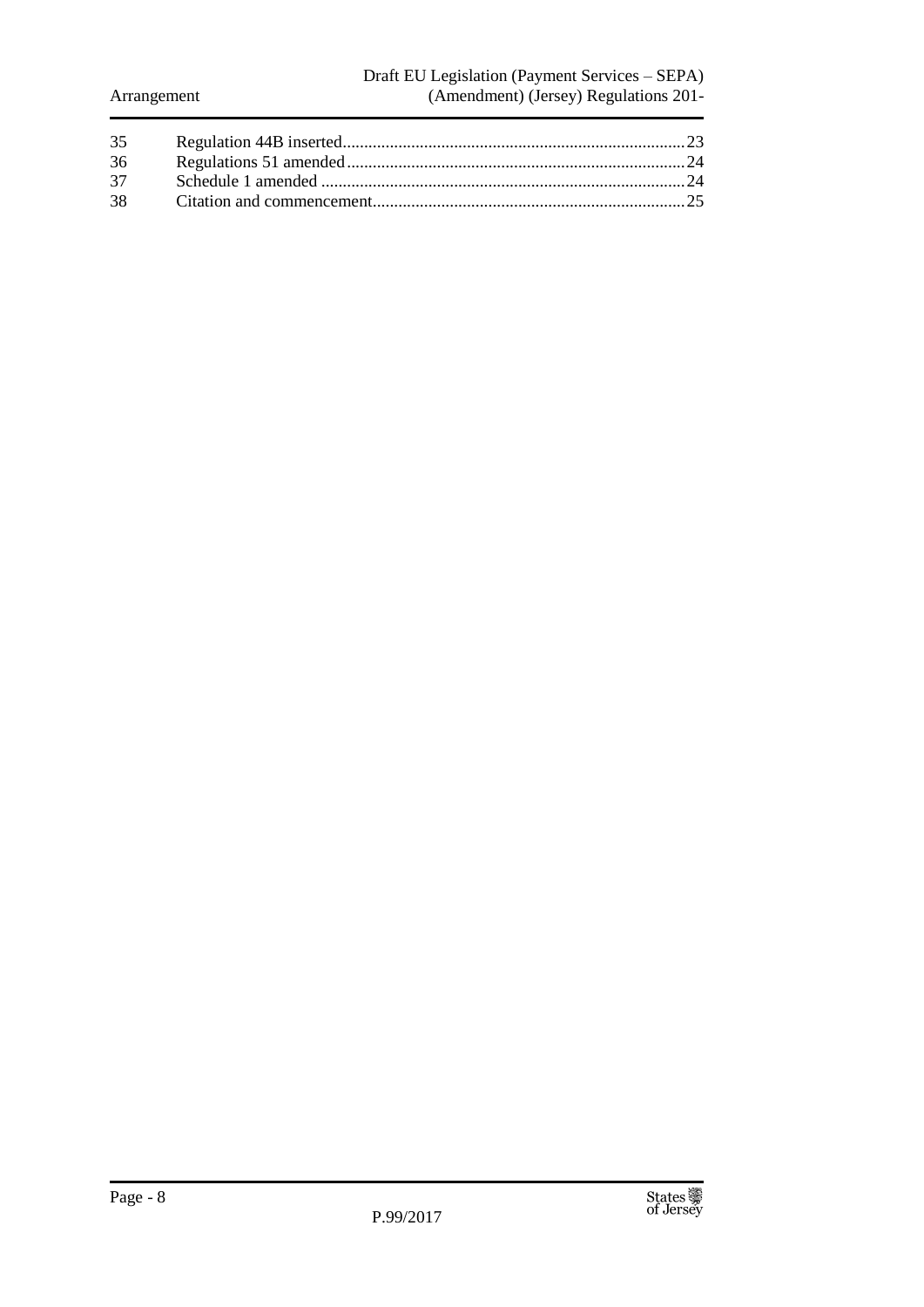| | | |
|---|---|---|
| 35 | Regulation 44B inserted | 23 |
| 36 | Regulations 51 amended | 24 |
| 37 | Schedule 1 amended | 24 |
| 38 | Citation and commencement | 25 |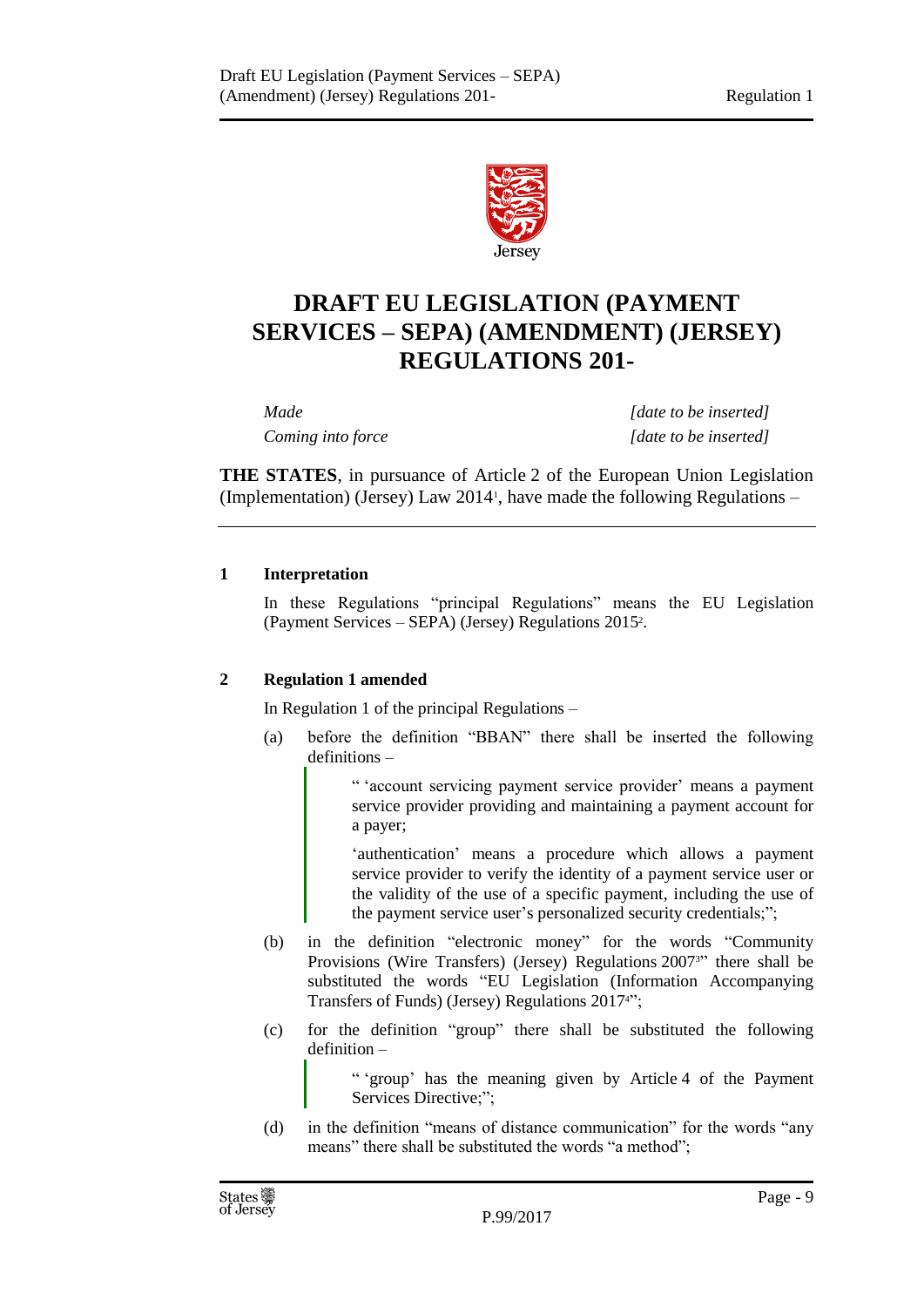# DRAFT EU LEGISLATION (PAYMENT SERVICES – SEPA) (AMENDMENT) (JERSEY) REGULATIONS 201-

| | |
|---|---|
| *Made* | *[date to be inserted]* |
| *Coming into force* | *[date to be inserted]* |

**THE STATES**, in pursuance of Article 2 of the European Union Legislation (Implementation) (Jersey) Law 2014[1], have made the following Regulations –

## 1 Interpretation

In these Regulations "principal Regulations" means the EU Legislation (Payment Services – SEPA) (Jersey) Regulations 2015[2].

## 2 Regulation 1 amended

In Regulation 1 of the principal Regulations –

(a) before the definition "BBAN" there shall be inserted the following definitions –

> " 'account servicing payment service provider' means a payment service provider providing and maintaining a payment account for a payer;
>
> 'authentication' means a procedure which allows a payment service provider to verify the identity of a payment service user or the validity of the use of a specific payment, including the use of the payment service user's personalized security credentials;";

(b) in the definition "electronic money" for the words "Community Provisions (Wire Transfers) (Jersey) Regulations 2007[3]" there shall be substituted the words "EU Legislation (Information Accompanying Transfers of Funds) (Jersey) Regulations 2017[4]";

(c) for the definition "group" there shall be substituted the following definition –

> " 'group' has the meaning given by Article 4 of the Payment Services Directive;";

(d) in the definition "means of distance communication" for the words "any means" there shall be substituted the words "a method";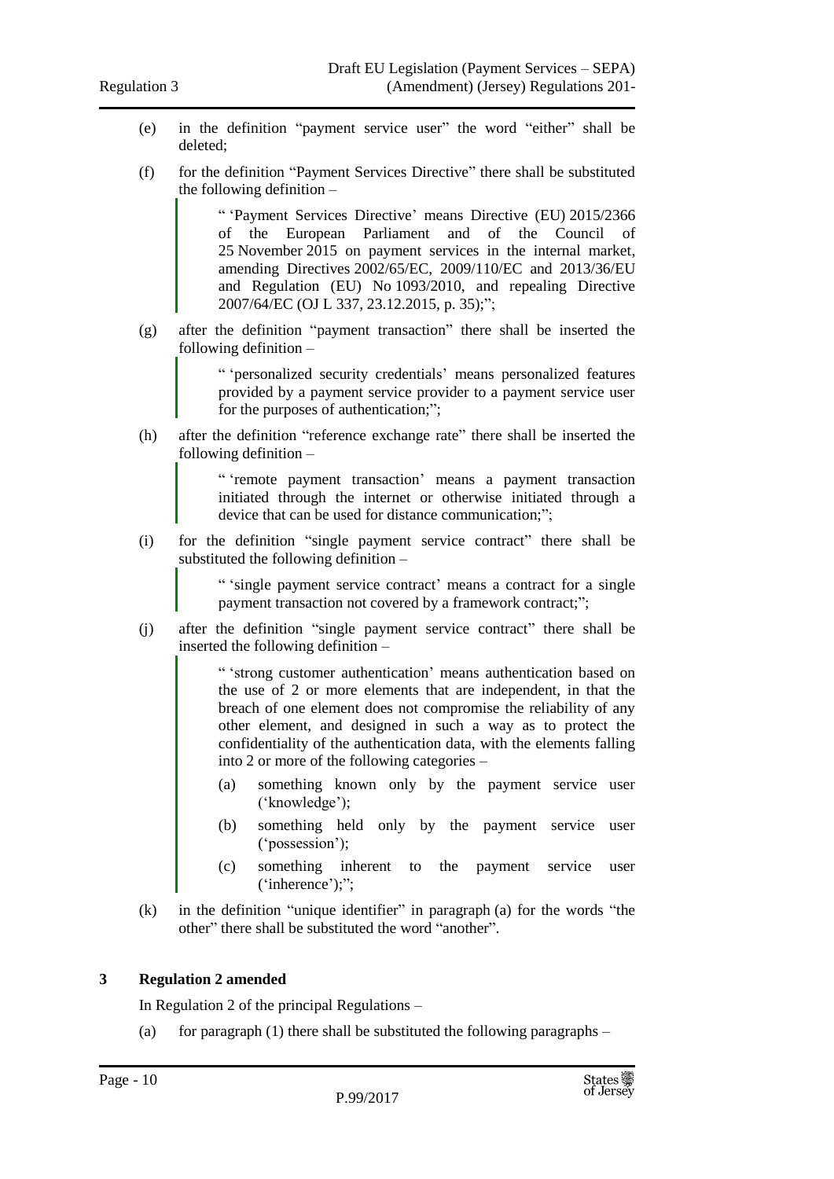(e) in the definition "payment service user" the word "either" shall be deleted;

(f) for the definition "Payment Services Directive" there shall be substituted the following definition –

> " 'Payment Services Directive' means Directive (EU) 2015/2366 of the European Parliament and of the Council of 25 November 2015 on payment services in the internal market, amending Directives 2002/65/EC, 2009/110/EC and 2013/36/EU and Regulation (EU) No 1093/2010, and repealing Directive 2007/64/EC (OJ L 337, 23.12.2015, p. 35);";

(g) after the definition "payment transaction" there shall be inserted the following definition –

> " 'personalized security credentials' means personalized features provided by a payment service provider to a payment service user for the purposes of authentication;";

(h) after the definition "reference exchange rate" there shall be inserted the following definition –

> " 'remote payment transaction' means a payment transaction initiated through the internet or otherwise initiated through a device that can be used for distance communication;";

(i) for the definition "single payment service contract" there shall be substituted the following definition –

> " 'single payment service contract' means a contract for a single payment transaction not covered by a framework contract;";

(j) after the definition "single payment service contract" there shall be inserted the following definition –

> " 'strong customer authentication' means authentication based on the use of 2 or more elements that are independent, in that the breach of one element does not compromise the reliability of any other element, and designed in such a way as to protect the confidentiality of the authentication data, with the elements falling into 2 or more of the following categories –
>
> (a) something known only by the payment service user ('knowledge');
>
> (b) something held only by the payment service user ('possession');
>
> (c) something inherent to the payment service user ('inherence');";

(k) in the definition "unique identifier" in paragraph (a) for the words "the other" there shall be substituted the word "another".

## 3 Regulation 2 amended

In Regulation 2 of the principal Regulations –

(a) for paragraph (1) there shall be substituted the following paragraphs –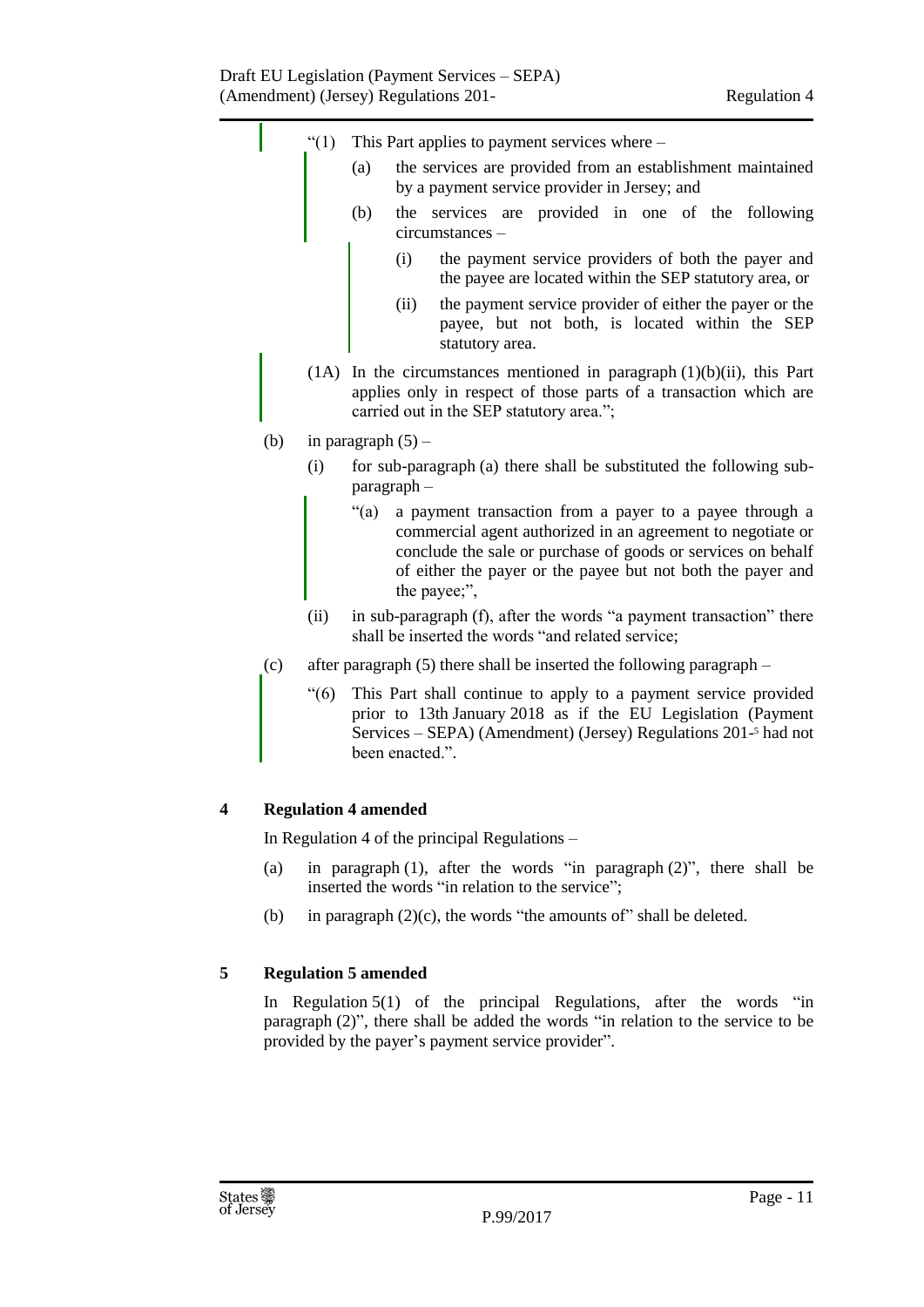"(1) This Part applies to payment services where –

(a) the services are provided from an establishment maintained by a payment service provider in Jersey; and

(b) the services are provided in one of the following circumstances –

(i) the payment service providers of both the payer and the payee are located within the SEP statutory area, or

(ii) the payment service provider of either the payer or the payee, but not both, is located within the SEP statutory area.

(1A) In the circumstances mentioned in paragraph (1)(b)(ii), this Part applies only in respect of those parts of a transaction which are carried out in the SEP statutory area.";

(b) in paragraph (5) –

(i) for sub-paragraph (a) there shall be substituted the following sub-paragraph –

"(a) a payment transaction from a payer to a payee through a commercial agent authorized in an agreement to negotiate or conclude the sale or purchase of goods or services on behalf of either the payer or the payee but not both the payer and the payee;",

(ii) in sub-paragraph (f), after the words "a payment transaction" there shall be inserted the words "and related service;

(c) after paragraph (5) there shall be inserted the following paragraph –

"(6) This Part shall continue to apply to a payment service provided prior to 13th January 2018 as if the EU Legislation (Payment Services – SEPA) (Amendment) (Jersey) Regulations 201-[5] had not been enacted.".

## 4 Regulation 4 amended

In Regulation 4 of the principal Regulations –

(a) in paragraph (1), after the words "in paragraph (2)", there shall be inserted the words "in relation to the service";

(b) in paragraph (2)(c), the words "the amounts of" shall be deleted.

## 5 Regulation 5 amended

In Regulation 5(1) of the principal Regulations, after the words "in paragraph (2)", there shall be added the words "in relation to the service to be provided by the payer's payment service provider".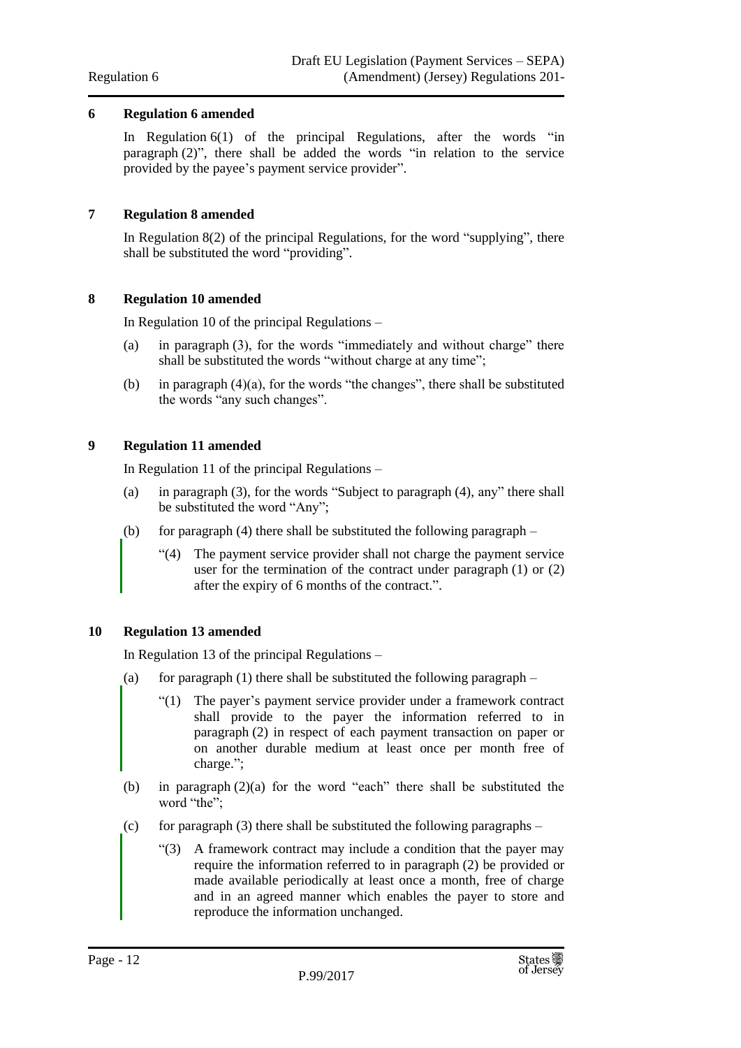### 6 Regulation 6 amended

In Regulation 6(1) of the principal Regulations, after the words "in paragraph (2)", there shall be added the words "in relation to the service provided by the payee's payment service provider".

### 7 Regulation 8 amended

In Regulation 8(2) of the principal Regulations, for the word "supplying", there shall be substituted the word "providing".

### 8 Regulation 10 amended

In Regulation 10 of the principal Regulations –

(a) in paragraph (3), for the words "immediately and without charge" there shall be substituted the words "without charge at any time";

(b) in paragraph (4)(a), for the words "the changes", there shall be substituted the words "any such changes".

### 9 Regulation 11 amended

In Regulation 11 of the principal Regulations –

(a) in paragraph (3), for the words "Subject to paragraph (4), any" there shall be substituted the word "Any";

(b) for paragraph (4) there shall be substituted the following paragraph –

> "(4) The payment service provider shall not charge the payment service user for the termination of the contract under paragraph (1) or (2) after the expiry of 6 months of the contract.".

### 10 Regulation 13 amended

In Regulation 13 of the principal Regulations –

(a) for paragraph (1) there shall be substituted the following paragraph –

> "(1) The payer's payment service provider under a framework contract shall provide to the payer the information referred to in paragraph (2) in respect of each payment transaction on paper or on another durable medium at least once per month free of charge.";

(b) in paragraph (2)(a) for the word "each" there shall be substituted the word "the";

(c) for paragraph (3) there shall be substituted the following paragraphs –

> "(3) A framework contract may include a condition that the payer may require the information referred to in paragraph (2) be provided or made available periodically at least once a month, free of charge and in an agreed manner which enables the payer to store and reproduce the information unchanged.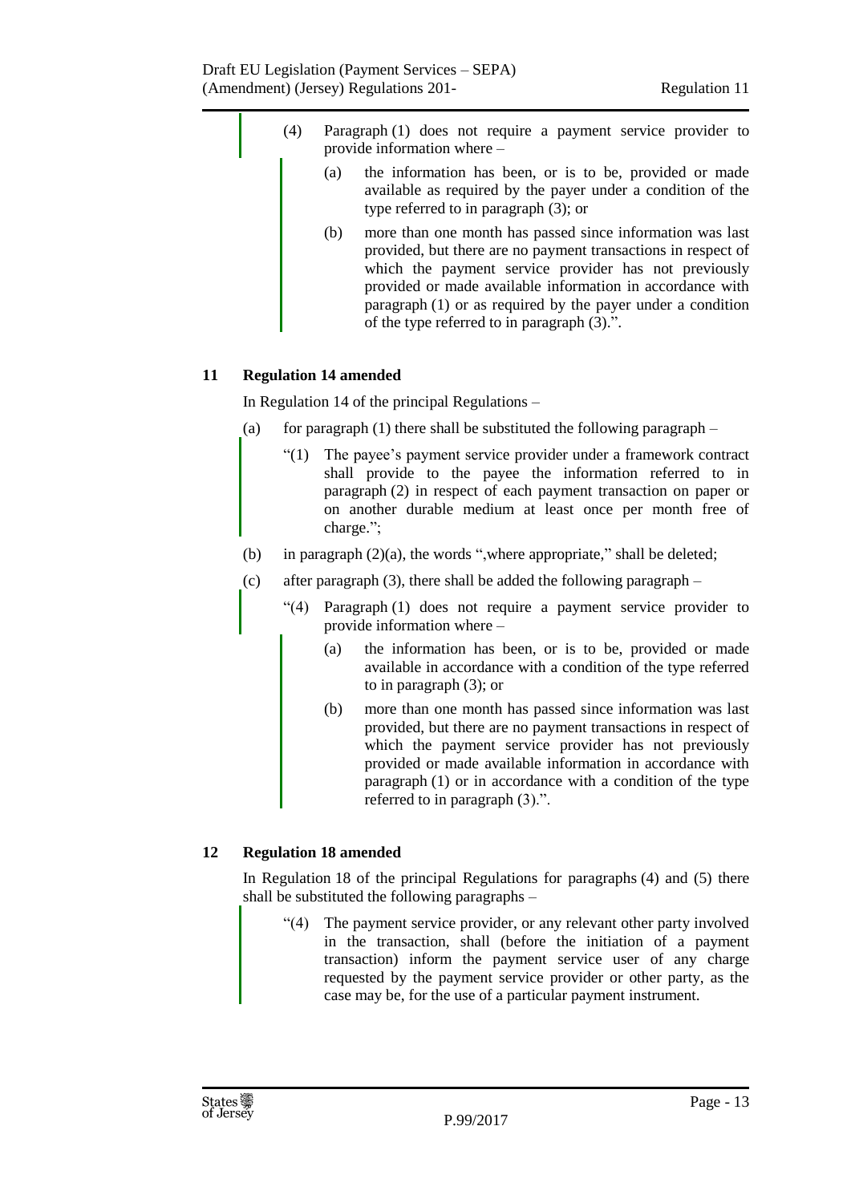(4) Paragraph (1) does not require a payment service provider to provide information where –

(a) the information has been, or is to be, provided or made available as required by the payer under a condition of the type referred to in paragraph (3); or

(b) more than one month has passed since information was last provided, but there are no payment transactions in respect of which the payment service provider has not previously provided or made available information in accordance with paragraph (1) or as required by the payer under a condition of the type referred to in paragraph (3).".

## 11 Regulation 14 amended

In Regulation 14 of the principal Regulations –

(a) for paragraph (1) there shall be substituted the following paragraph –

"(1) The payee's payment service provider under a framework contract shall provide to the payee the information referred to in paragraph (2) in respect of each payment transaction on paper or on another durable medium at least once per month free of charge.";

(b) in paragraph (2)(a), the words ",where appropriate," shall be deleted;

(c) after paragraph (3), there shall be added the following paragraph –

"(4) Paragraph (1) does not require a payment service provider to provide information where –

(a) the information has been, or is to be, provided or made available in accordance with a condition of the type referred to in paragraph (3); or

(b) more than one month has passed since information was last provided, but there are no payment transactions in respect of which the payment service provider has not previously provided or made available information in accordance with paragraph (1) or in accordance with a condition of the type referred to in paragraph (3).".

## 12 Regulation 18 amended

In Regulation 18 of the principal Regulations for paragraphs (4) and (5) there shall be substituted the following paragraphs –

"(4) The payment service provider, or any relevant other party involved in the transaction, shall (before the initiation of a payment transaction) inform the payment service user of any charge requested by the payment service provider or other party, as the case may be, for the use of a particular payment instrument.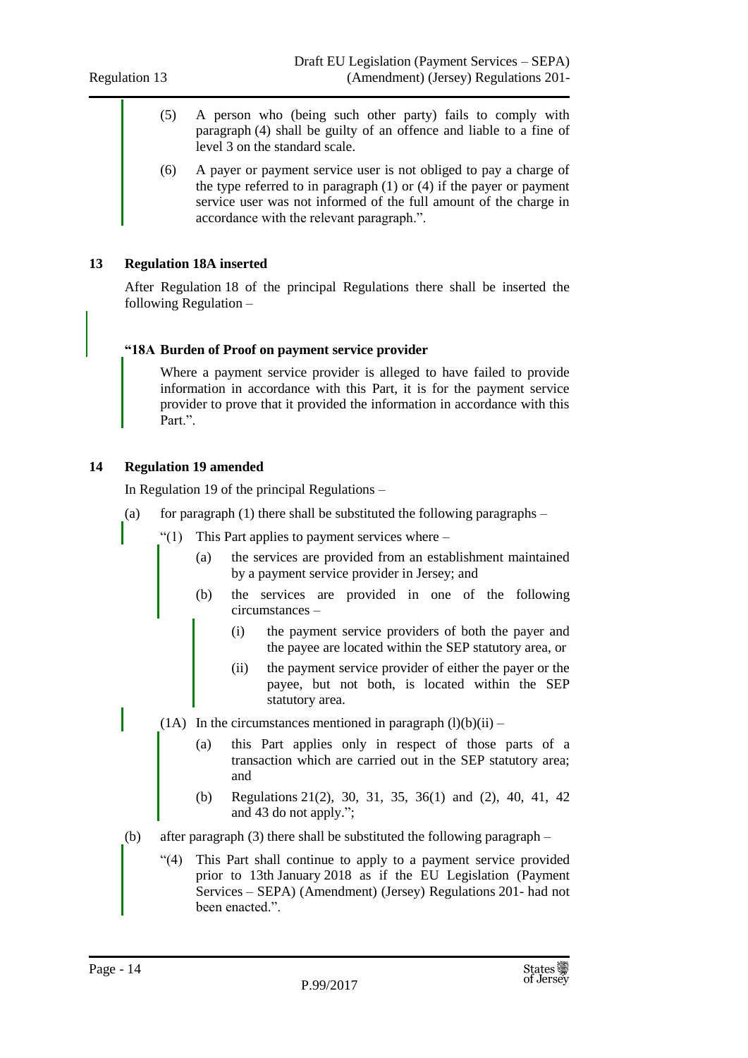(5) A person who (being such other party) fails to comply with paragraph (4) shall be guilty of an offence and liable to a fine of level 3 on the standard scale.

(6) A payer or payment service user is not obliged to pay a charge of the type referred to in paragraph (1) or (4) if the payer or payment service user was not informed of the full amount of the charge in accordance with the relevant paragraph.”.

**13 Regulation 18A inserted**

After Regulation 18 of the principal Regulations there shall be inserted the following Regulation –

**“18A Burden of Proof on payment service provider**

Where a payment service provider is alleged to have failed to provide information in accordance with this Part, it is for the payment service provider to prove that it provided the information in accordance with this Part.”.

**14 Regulation 19 amended**

In Regulation 19 of the principal Regulations –

(a) for paragraph (1) there shall be substituted the following paragraphs –

“(1) This Part applies to payment services where –

(a) the services are provided from an establishment maintained by a payment service provider in Jersey; and

(b) the services are provided in one of the following circumstances –

(i) the payment service providers of both the payer and the payee are located within the SEP statutory area, or

(ii) the payment service provider of either the payer or the payee, but not both, is located within the SEP statutory area.

(1A) In the circumstances mentioned in paragraph (l)(b)(ii) –

(a) this Part applies only in respect of those parts of a transaction which are carried out in the SEP statutory area; and

(b) Regulations 21(2), 30, 31, 35, 36(1) and (2), 40, 41, 42 and 43 do not apply.”;

(b) after paragraph (3) there shall be substituted the following paragraph –

“(4) This Part shall continue to apply to a payment service provided prior to 13th January 2018 as if the EU Legislation (Payment Services – SEPA) (Amendment) (Jersey) Regulations 201- had not been enacted.”.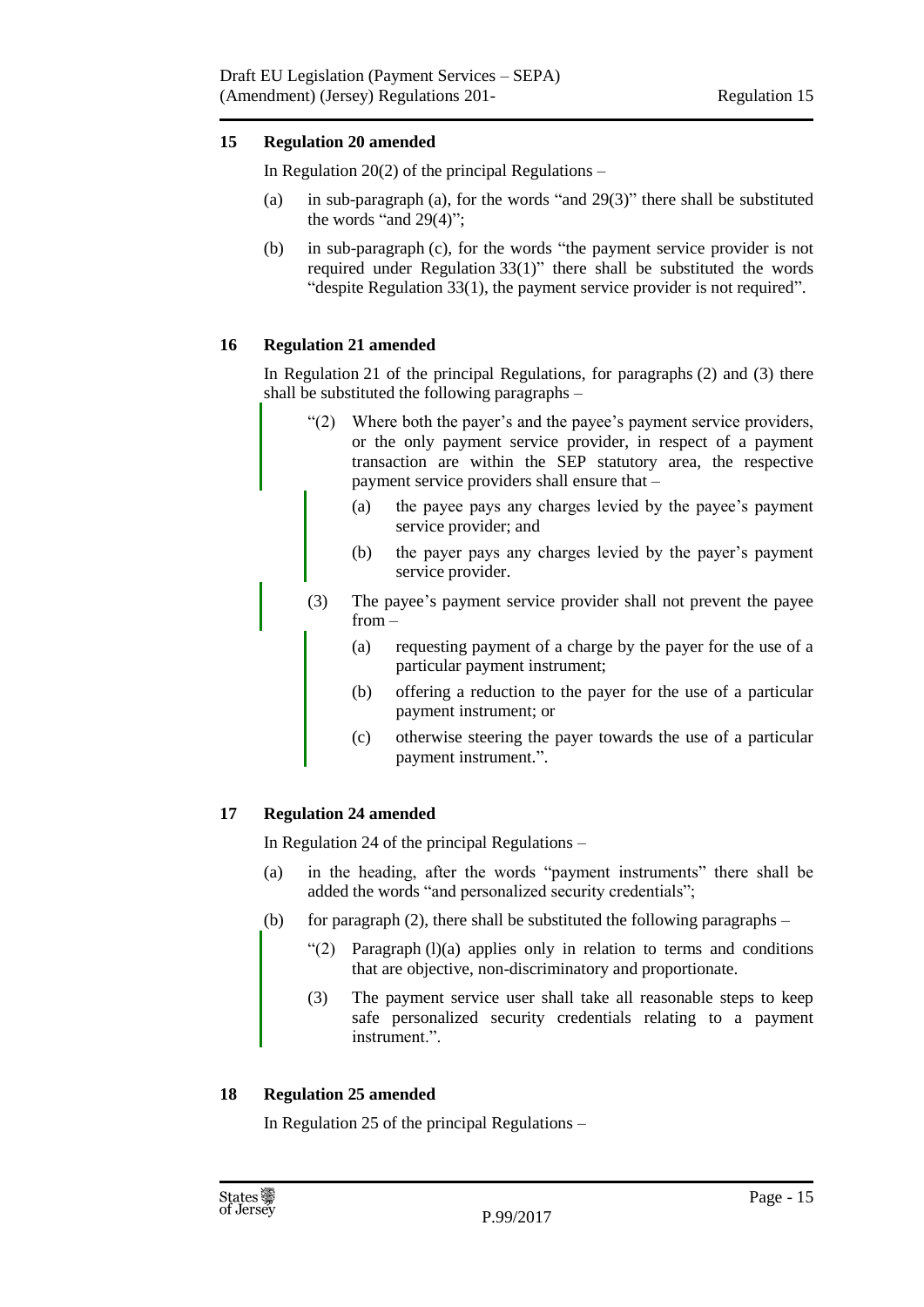### 15 Regulation 20 amended

In Regulation 20(2) of the principal Regulations –

(a) in sub-paragraph (a), for the words "and 29(3)" there shall be substituted the words "and 29(4)";

(b) in sub-paragraph (c), for the words "the payment service provider is not required under Regulation 33(1)" there shall be substituted the words "despite Regulation 33(1), the payment service provider is not required".

### 16 Regulation 21 amended

In Regulation 21 of the principal Regulations, for paragraphs (2) and (3) there shall be substituted the following paragraphs –

"(2) Where both the payer's and the payee's payment service providers, or the only payment service provider, in respect of a payment transaction are within the SEP statutory area, the respective payment service providers shall ensure that –

(a) the payee pays any charges levied by the payee's payment service provider; and

(b) the payer pays any charges levied by the payer's payment service provider.

(3) The payee's payment service provider shall not prevent the payee from –

(a) requesting payment of a charge by the payer for the use of a particular payment instrument;

(b) offering a reduction to the payer for the use of a particular payment instrument; or

(c) otherwise steering the payer towards the use of a particular payment instrument.".

### 17 Regulation 24 amended

In Regulation 24 of the principal Regulations –

(a) in the heading, after the words "payment instruments" there shall be added the words "and personalized security credentials";

(b) for paragraph (2), there shall be substituted the following paragraphs –

"(2) Paragraph (l)(a) applies only in relation to terms and conditions that are objective, non-discriminatory and proportionate.

(3) The payment service user shall take all reasonable steps to keep safe personalized security credentials relating to a payment instrument.".

### 18 Regulation 25 amended

In Regulation 25 of the principal Regulations –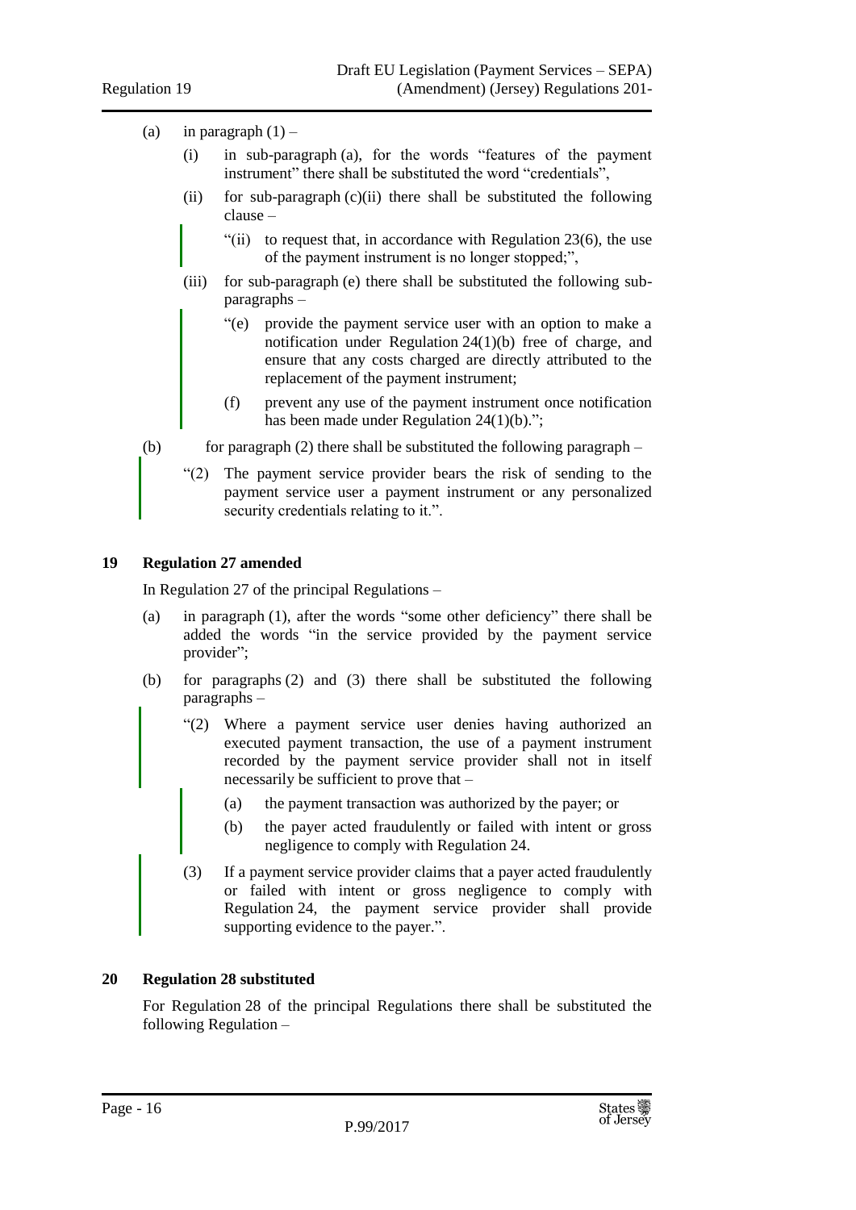(a) in paragraph (1) –

(i) in sub-paragraph (a), for the words "features of the payment instrument" there shall be substituted the word "credentials",

(ii) for sub-paragraph (c)(ii) there shall be substituted the following clause –

"(ii) to request that, in accordance with Regulation 23(6), the use of the payment instrument is no longer stopped;",

(iii) for sub-paragraph (e) there shall be substituted the following sub-paragraphs –

"(e) provide the payment service user with an option to make a notification under Regulation 24(1)(b) free of charge, and ensure that any costs charged are directly attributed to the replacement of the payment instrument;

(f) prevent any use of the payment instrument once notification has been made under Regulation 24(1)(b).";

(b) for paragraph (2) there shall be substituted the following paragraph –

"(2) The payment service provider bears the risk of sending to the payment service user a payment instrument or any personalized security credentials relating to it.".

## 19 Regulation 27 amended

In Regulation 27 of the principal Regulations –

(a) in paragraph (1), after the words "some other deficiency" there shall be added the words "in the service provided by the payment service provider";

(b) for paragraphs (2) and (3) there shall be substituted the following paragraphs –

"(2) Where a payment service user denies having authorized an executed payment transaction, the use of a payment instrument recorded by the payment service provider shall not in itself necessarily be sufficient to prove that –

(a) the payment transaction was authorized by the payer; or

(b) the payer acted fraudulently or failed with intent or gross negligence to comply with Regulation 24.

(3) If a payment service provider claims that a payer acted fraudulently or failed with intent or gross negligence to comply with Regulation 24, the payment service provider shall provide supporting evidence to the payer.".

## 20 Regulation 28 substituted

For Regulation 28 of the principal Regulations there shall be substituted the following Regulation –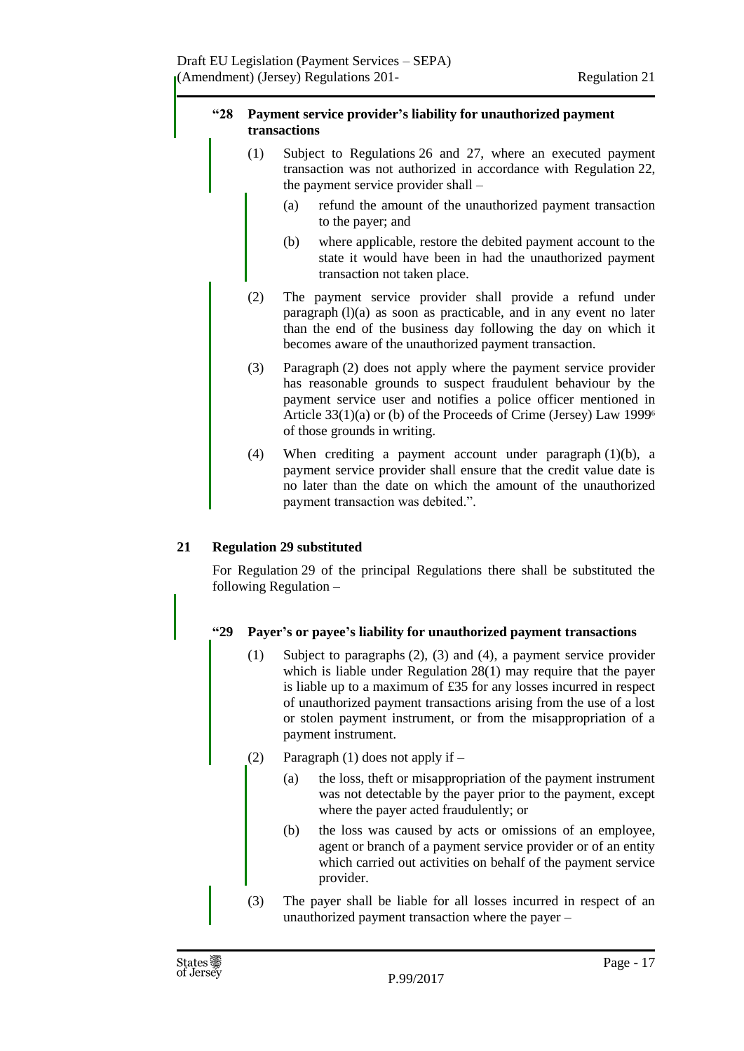**"28 Payment service provider's liability for unauthorized payment transactions**

(1) Subject to Regulations 26 and 27, where an executed payment transaction was not authorized in accordance with Regulation 22, the payment service provider shall –

(a) refund the amount of the unauthorized payment transaction to the payer; and

(b) where applicable, restore the debited payment account to the state it would have been in had the unauthorized payment transaction not taken place.

(2) The payment service provider shall provide a refund under paragraph (l)(a) as soon as practicable, and in any event no later than the end of the business day following the day on which it becomes aware of the unauthorized payment transaction.

(3) Paragraph (2) does not apply where the payment service provider has reasonable grounds to suspect fraudulent behaviour by the payment service user and notifies a police officer mentioned in Article 33(1)(a) or (b) of the Proceeds of Crime (Jersey) Law 1999[6] of those grounds in writing.

(4) When crediting a payment account under paragraph (1)(b), a payment service provider shall ensure that the credit value date is no later than the date on which the amount of the unauthorized payment transaction was debited.".

## 21 Regulation 29 substituted

For Regulation 29 of the principal Regulations there shall be substituted the following Regulation –

**"29 Payer's or payee's liability for unauthorized payment transactions**

(1) Subject to paragraphs (2), (3) and (4), a payment service provider which is liable under Regulation 28(1) may require that the payer is liable up to a maximum of £35 for any losses incurred in respect of unauthorized payment transactions arising from the use of a lost or stolen payment instrument, or from the misappropriation of a payment instrument.

(2) Paragraph (1) does not apply if –

(a) the loss, theft or misappropriation of the payment instrument was not detectable by the payer prior to the payment, except where the payer acted fraudulently; or

(b) the loss was caused by acts or omissions of an employee, agent or branch of a payment service provider or of an entity which carried out activities on behalf of the payment service provider.

(3) The payer shall be liable for all losses incurred in respect of an unauthorized payment transaction where the payer –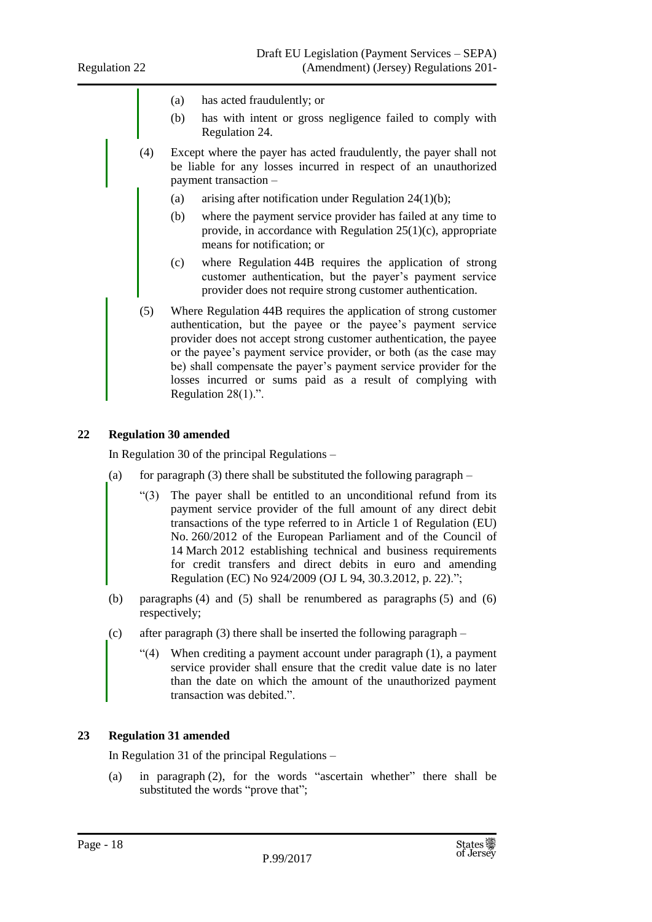(a) has acted fraudulently; or

(b) has with intent or gross negligence failed to comply with Regulation 24.

(4) Except where the payer has acted fraudulently, the payer shall not be liable for any losses incurred in respect of an unauthorized payment transaction –

(a) arising after notification under Regulation 24(1)(b);

(b) where the payment service provider has failed at any time to provide, in accordance with Regulation 25(1)(c), appropriate means for notification; or

(c) where Regulation 44B requires the application of strong customer authentication, but the payer's payment service provider does not require strong customer authentication.

(5) Where Regulation 44B requires the application of strong customer authentication, but the payee or the payee's payment service provider does not accept strong customer authentication, the payee or the payee's payment service provider, or both (as the case may be) shall compensate the payer's payment service provider for the losses incurred or sums paid as a result of complying with Regulation 28(1).".

## 22 Regulation 30 amended

In Regulation 30 of the principal Regulations –

(a) for paragraph (3) there shall be substituted the following paragraph –

"(3) The payer shall be entitled to an unconditional refund from its payment service provider of the full amount of any direct debit transactions of the type referred to in Article 1 of Regulation (EU) No. 260/2012 of the European Parliament and of the Council of 14 March 2012 establishing technical and business requirements for credit transfers and direct debits in euro and amending Regulation (EC) No 924/2009 (OJ L 94, 30.3.2012, p. 22).";

(b) paragraphs (4) and (5) shall be renumbered as paragraphs (5) and (6) respectively;

(c) after paragraph (3) there shall be inserted the following paragraph –

"(4) When crediting a payment account under paragraph (1), a payment service provider shall ensure that the credit value date is no later than the date on which the amount of the unauthorized payment transaction was debited.".

## 23 Regulation 31 amended

In Regulation 31 of the principal Regulations –

(a) in paragraph (2), for the words "ascertain whether" there shall be substituted the words "prove that";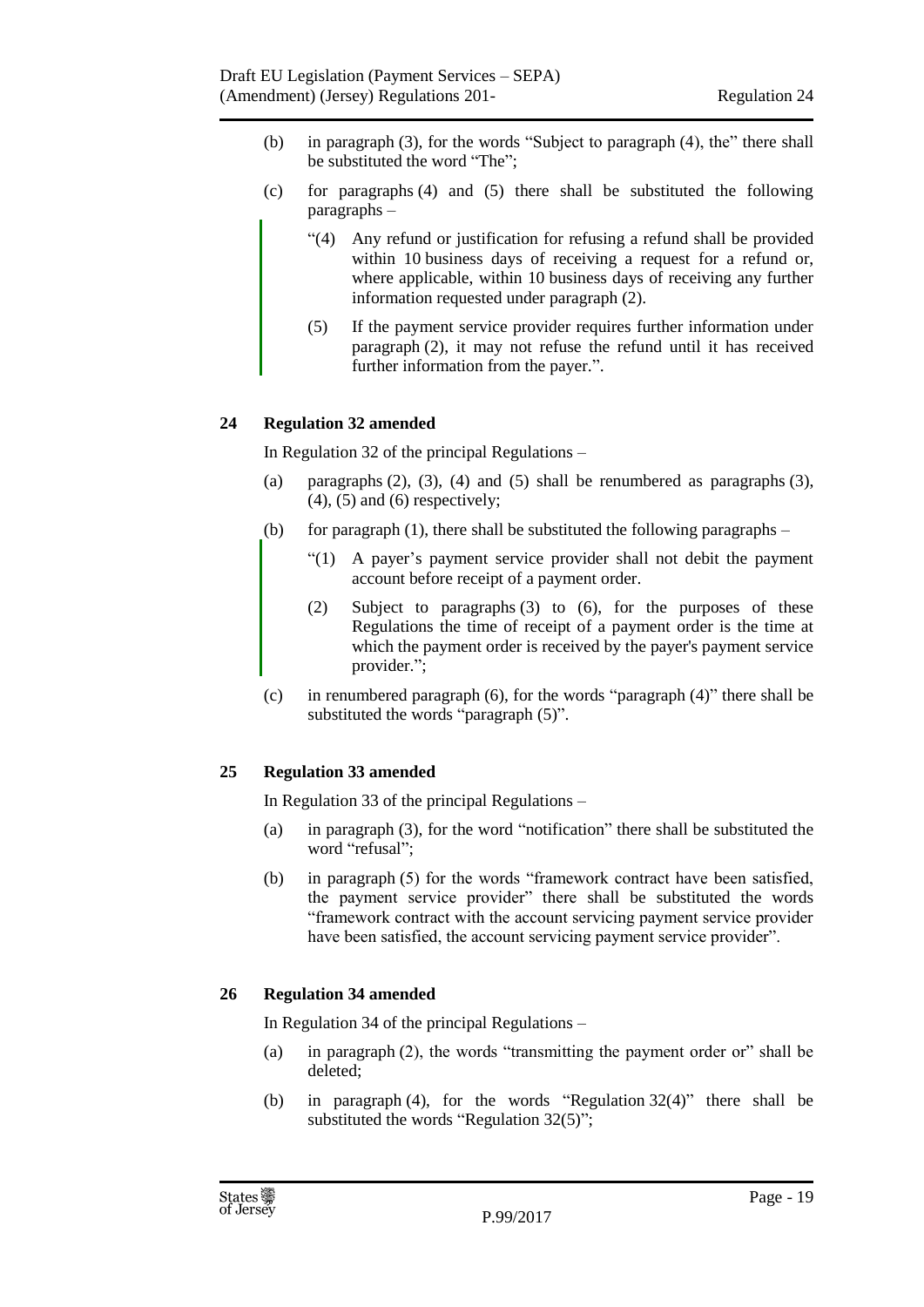(b) in paragraph (3), for the words "Subject to paragraph (4), the" there shall be substituted the word "The";

(c) for paragraphs (4) and (5) there shall be substituted the following paragraphs –

> "(4) Any refund or justification for refusing a refund shall be provided within 10 business days of receiving a request for a refund or, where applicable, within 10 business days of receiving any further information requested under paragraph (2).
>
> (5) If the payment service provider requires further information under paragraph (2), it may not refuse the refund until it has received further information from the payer.".

### 24 Regulation 32 amended

In Regulation 32 of the principal Regulations –

(a) paragraphs (2), (3), (4) and (5) shall be renumbered as paragraphs (3), (4), (5) and (6) respectively;

(b) for paragraph (1), there shall be substituted the following paragraphs –

> "(1) A payer's payment service provider shall not debit the payment account before receipt of a payment order.
>
> (2) Subject to paragraphs (3) to (6), for the purposes of these Regulations the time of receipt of a payment order is the time at which the payment order is received by the payer's payment service provider.";

(c) in renumbered paragraph (6), for the words "paragraph (4)" there shall be substituted the words "paragraph (5)".

### 25 Regulation 33 amended

In Regulation 33 of the principal Regulations –

(a) in paragraph (3), for the word "notification" there shall be substituted the word "refusal";

(b) in paragraph (5) for the words "framework contract have been satisfied, the payment service provider" there shall be substituted the words "framework contract with the account servicing payment service provider have been satisfied, the account servicing payment service provider".

### 26 Regulation 34 amended

In Regulation 34 of the principal Regulations –

(a) in paragraph (2), the words "transmitting the payment order or" shall be deleted;

(b) in paragraph (4), for the words "Regulation 32(4)" there shall be substituted the words "Regulation 32(5)";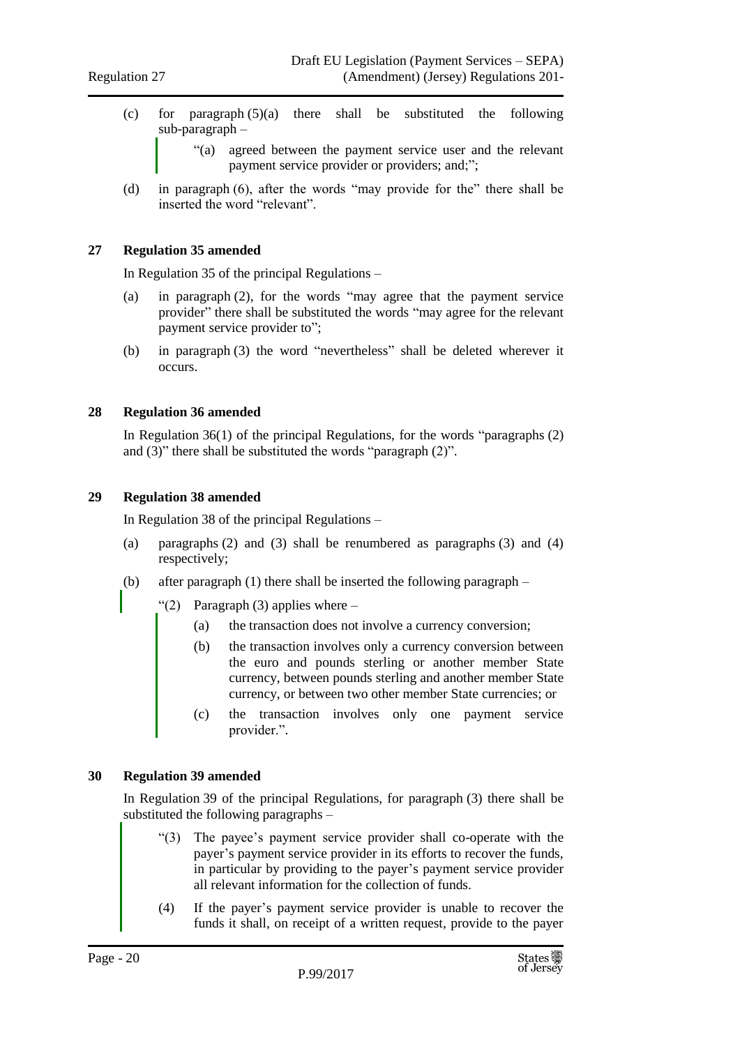(c) for paragraph (5)(a) there shall be substituted the following sub-paragraph –

> "(a) agreed between the payment service user and the relevant payment service provider or providers; and;";

(d) in paragraph (6), after the words "may provide for the" there shall be inserted the word "relevant".

**27 Regulation 35 amended**

In Regulation 35 of the principal Regulations –

(a) in paragraph (2), for the words "may agree that the payment service provider" there shall be substituted the words "may agree for the relevant payment service provider to";

(b) in paragraph (3) the word "nevertheless" shall be deleted wherever it occurs.

**28 Regulation 36 amended**

In Regulation 36(1) of the principal Regulations, for the words "paragraphs (2) and (3)" there shall be substituted the words "paragraph (2)".

**29 Regulation 38 amended**

In Regulation 38 of the principal Regulations –

(a) paragraphs (2) and (3) shall be renumbered as paragraphs (3) and (4) respectively;

(b) after paragraph (1) there shall be inserted the following paragraph –

> "(2) Paragraph (3) applies where –
>
> (a) the transaction does not involve a currency conversion;
>
> (b) the transaction involves only a currency conversion between the euro and pounds sterling or another member State currency, between pounds sterling and another member State currency, or between two other member State currencies; or
>
> (c) the transaction involves only one payment service provider.".

**30 Regulation 39 amended**

In Regulation 39 of the principal Regulations, for paragraph (3) there shall be substituted the following paragraphs –

> "(3) The payee's payment service provider shall co-operate with the payer's payment service provider in its efforts to recover the funds, in particular by providing to the payer's payment service provider all relevant information for the collection of funds.
>
> (4) If the payer's payment service provider is unable to recover the funds it shall, on receipt of a written request, provide to the payer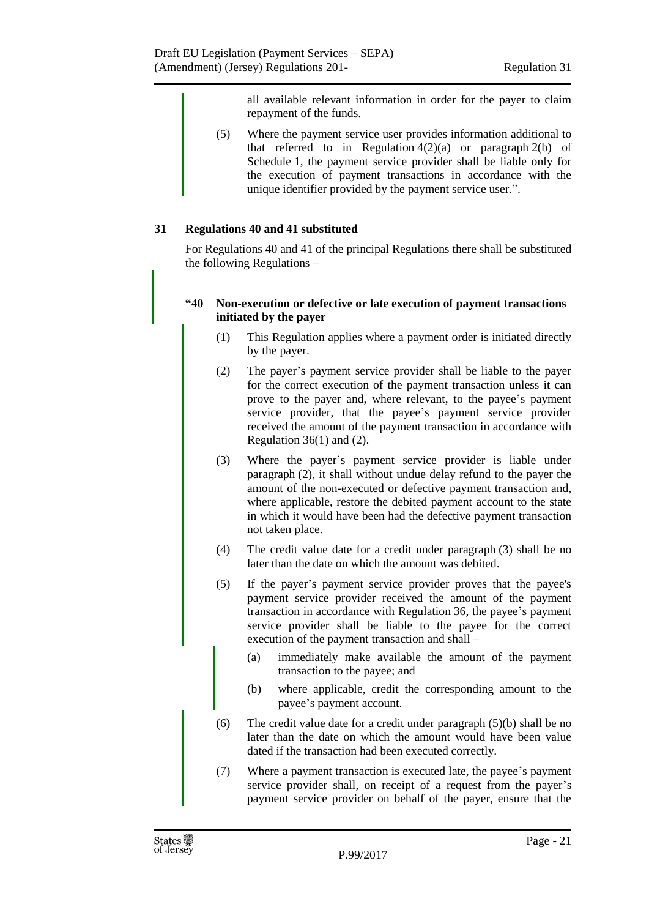all available relevant information in order for the payer to claim repayment of the funds.

(5) Where the payment service user provides information additional to that referred to in Regulation 4(2)(a) or paragraph 2(b) of Schedule 1, the payment service provider shall be liable only for the execution of payment transactions in accordance with the unique identifier provided by the payment service user.".

### 31 Regulations 40 and 41 substituted

For Regulations 40 and 41 of the principal Regulations there shall be substituted the following Regulations –

#### "40 Non-execution or defective or late execution of payment transactions initiated by the payer

(1) This Regulation applies where a payment order is initiated directly by the payer.

(2) The payer's payment service provider shall be liable to the payer for the correct execution of the payment transaction unless it can prove to the payer and, where relevant, to the payee's payment service provider, that the payee's payment service provider received the amount of the payment transaction in accordance with Regulation 36(1) and (2).

(3) Where the payer's payment service provider is liable under paragraph (2), it shall without undue delay refund to the payer the amount of the non-executed or defective payment transaction and, where applicable, restore the debited payment account to the state in which it would have been had the defective payment transaction not taken place.

(4) The credit value date for a credit under paragraph (3) shall be no later than the date on which the amount was debited.

(5) If the payer's payment service provider proves that the payee's payment service provider received the amount of the payment transaction in accordance with Regulation 36, the payee's payment service provider shall be liable to the payee for the correct execution of the payment transaction and shall –

(a) immediately make available the amount of the payment transaction to the payee; and

(b) where applicable, credit the corresponding amount to the payee's payment account.

(6) The credit value date for a credit under paragraph (5)(b) shall be no later than the date on which the amount would have been value dated if the transaction had been executed correctly.

(7) Where a payment transaction is executed late, the payee's payment service provider shall, on receipt of a request from the payer's payment service provider on behalf of the payer, ensure that the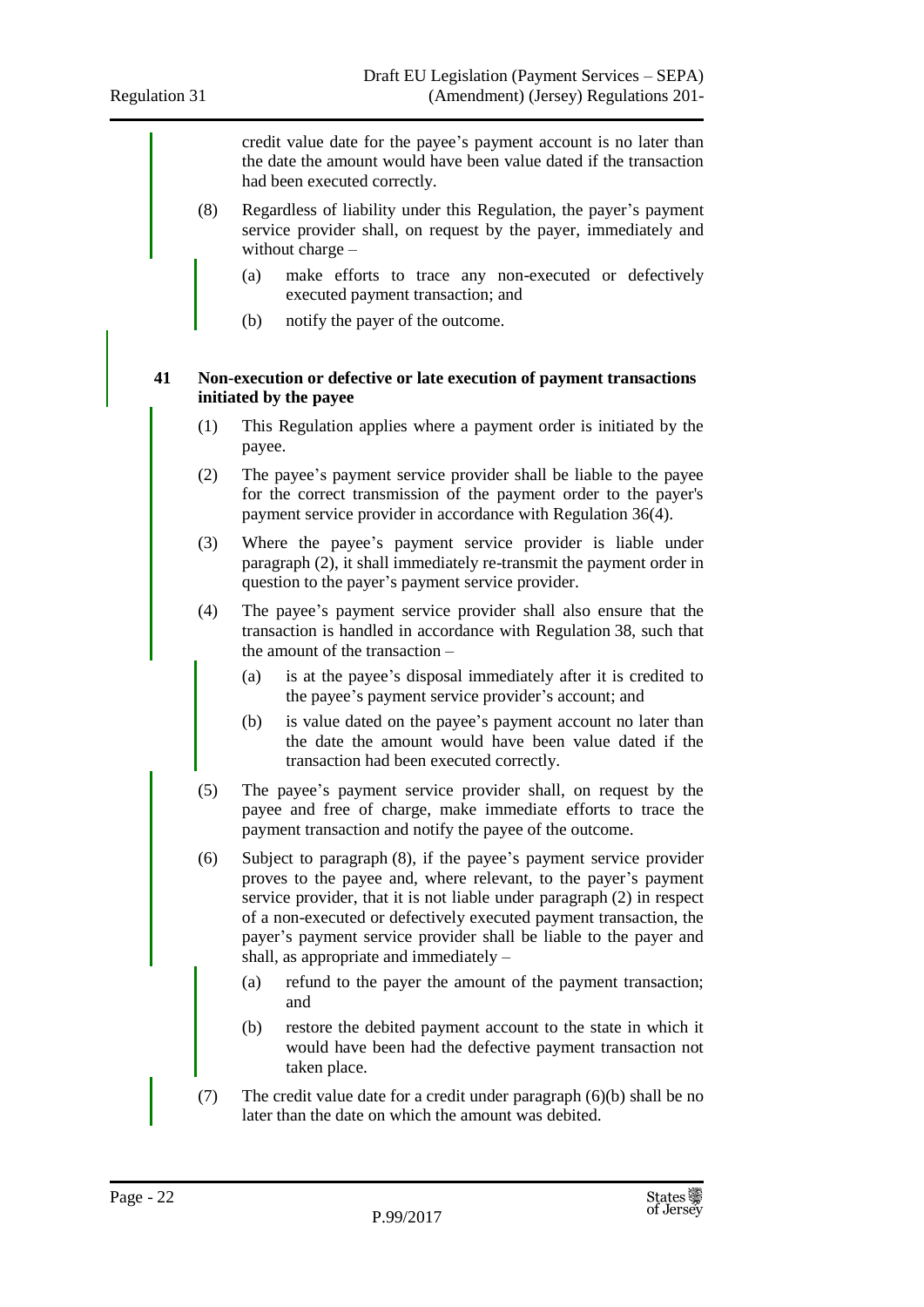credit value date for the payee’s payment account is no later than the date the amount would have been value dated if the transaction had been executed correctly.

(8) Regardless of liability under this Regulation, the payer’s payment service provider shall, on request by the payer, immediately and without charge –

(a) make efforts to trace any non-executed or defectively executed payment transaction; and

(b) notify the payer of the outcome.

### 41 Non-execution or defective or late execution of payment transactions initiated by the payee

(1) This Regulation applies where a payment order is initiated by the payee.

(2) The payee’s payment service provider shall be liable to the payee for the correct transmission of the payment order to the payer's payment service provider in accordance with Regulation 36(4).

(3) Where the payee’s payment service provider is liable under paragraph (2), it shall immediately re-transmit the payment order in question to the payer’s payment service provider.

(4) The payee’s payment service provider shall also ensure that the transaction is handled in accordance with Regulation 38, such that the amount of the transaction –

(a) is at the payee’s disposal immediately after it is credited to the payee’s payment service provider’s account; and

(b) is value dated on the payee’s payment account no later than the date the amount would have been value dated if the transaction had been executed correctly.

(5) The payee’s payment service provider shall, on request by the payee and free of charge, make immediate efforts to trace the payment transaction and notify the payee of the outcome.

(6) Subject to paragraph (8), if the payee’s payment service provider proves to the payee and, where relevant, to the payer’s payment service provider, that it is not liable under paragraph (2) in respect of a non-executed or defectively executed payment transaction, the payer’s payment service provider shall be liable to the payer and shall, as appropriate and immediately –

(a) refund to the payer the amount of the payment transaction; and

(b) restore the debited payment account to the state in which it would have been had the defective payment transaction not taken place.

(7) The credit value date for a credit under paragraph (6)(b) shall be no later than the date on which the amount was debited.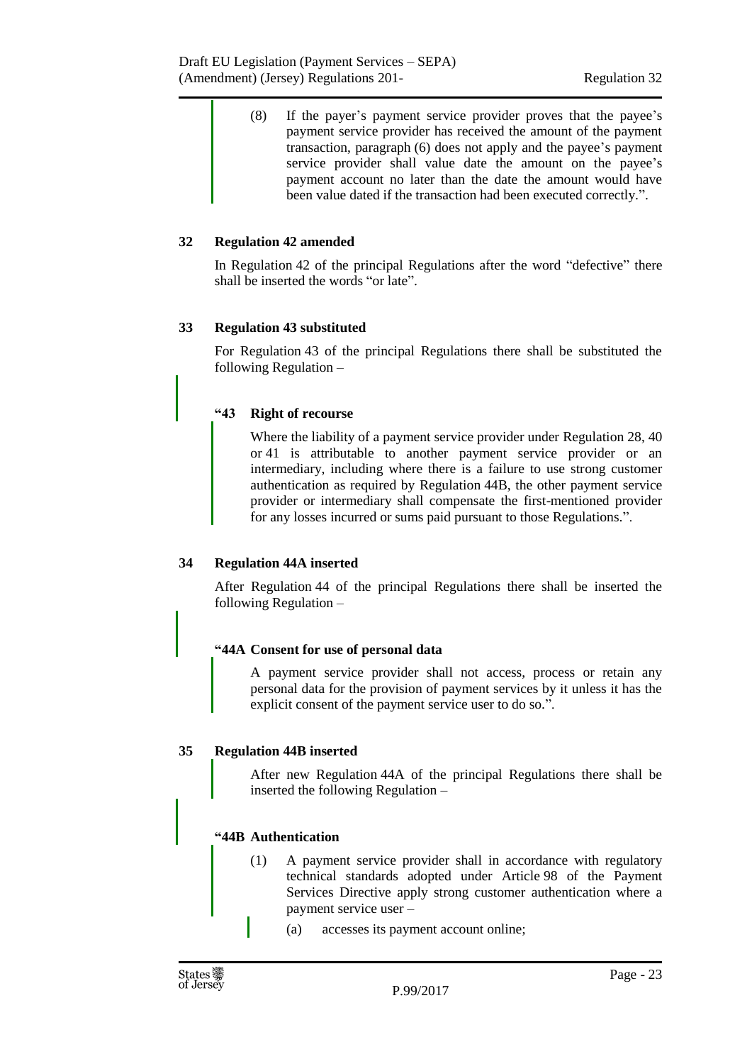(8) If the payer's payment service provider proves that the payee's payment service provider has received the amount of the payment transaction, paragraph (6) does not apply and the payee's payment service provider shall value date the amount on the payee's payment account no later than the date the amount would have been value dated if the transaction had been executed correctly.".

**32 Regulation 42 amended**

In Regulation 42 of the principal Regulations after the word "defective" there shall be inserted the words "or late".

**33 Regulation 43 substituted**

For Regulation 43 of the principal Regulations there shall be substituted the following Regulation –

**"43 Right of recourse**

Where the liability of a payment service provider under Regulation 28, 40 or 41 is attributable to another payment service provider or an intermediary, including where there is a failure to use strong customer authentication as required by Regulation 44B, the other payment service provider or intermediary shall compensate the first-mentioned provider for any losses incurred or sums paid pursuant to those Regulations.".

**34 Regulation 44A inserted**

After Regulation 44 of the principal Regulations there shall be inserted the following Regulation –

**"44A Consent for use of personal data**

A payment service provider shall not access, process or retain any personal data for the provision of payment services by it unless it has the explicit consent of the payment service user to do so.".

**35 Regulation 44B inserted**

After new Regulation 44A of the principal Regulations there shall be inserted the following Regulation –

**"44B Authentication**

(1) A payment service provider shall in accordance with regulatory technical standards adopted under Article 98 of the Payment Services Directive apply strong customer authentication where a payment service user –

(a) accesses its payment account online;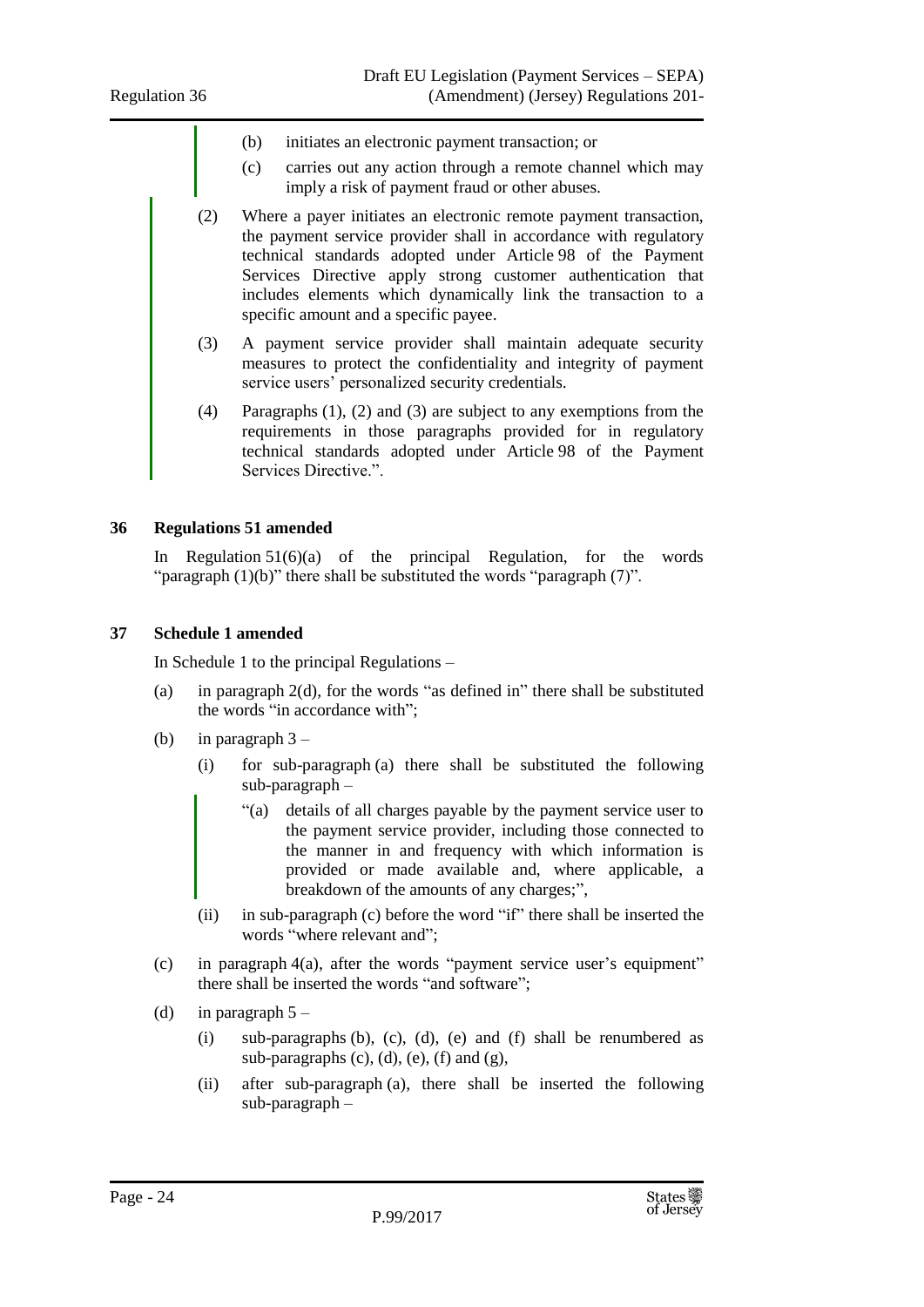(b) initiates an electronic payment transaction; or

(c) carries out any action through a remote channel which may imply a risk of payment fraud or other abuses.

(2) Where a payer initiates an electronic remote payment transaction, the payment service provider shall in accordance with regulatory technical standards adopted under Article 98 of the Payment Services Directive apply strong customer authentication that includes elements which dynamically link the transaction to a specific amount and a specific payee.

(3) A payment service provider shall maintain adequate security measures to protect the confidentiality and integrity of payment service users' personalized security credentials.

(4) Paragraphs (1), (2) and (3) are subject to any exemptions from the requirements in those paragraphs provided for in regulatory technical standards adopted under Article 98 of the Payment Services Directive.".

**36 Regulations 51 amended**

In Regulation 51(6)(a) of the principal Regulation, for the words "paragraph (1)(b)" there shall be substituted the words "paragraph (7)".

**37 Schedule 1 amended**

In Schedule 1 to the principal Regulations –

(a) in paragraph 2(d), for the words "as defined in" there shall be substituted the words "in accordance with";

(b) in paragraph 3 –

(i) for sub-paragraph (a) there shall be substituted the following sub-paragraph –

"(a) details of all charges payable by the payment service user to the payment service provider, including those connected to the manner in and frequency with which information is provided or made available and, where applicable, a breakdown of the amounts of any charges;",

(ii) in sub-paragraph (c) before the word "if" there shall be inserted the words "where relevant and";

(c) in paragraph 4(a), after the words "payment service user's equipment" there shall be inserted the words "and software";

(d) in paragraph 5 –

(i) sub-paragraphs (b), (c), (d), (e) and (f) shall be renumbered as sub-paragraphs (c), (d), (e), (f) and (g),

(ii) after sub-paragraph (a), there shall be inserted the following sub-paragraph –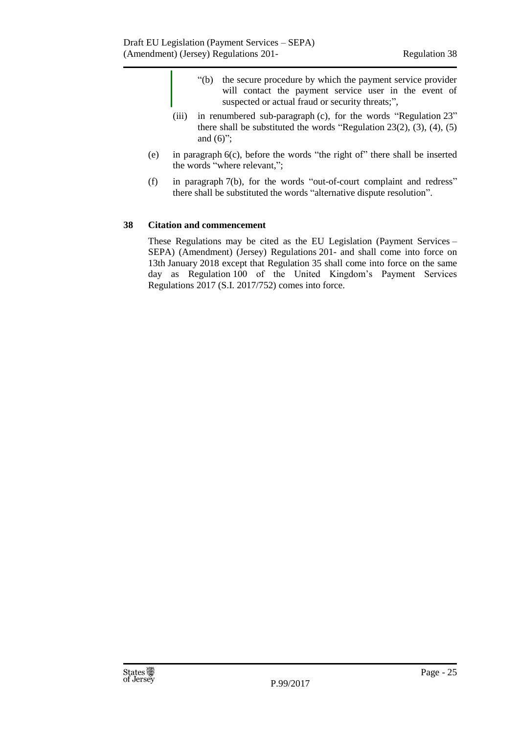"(b) the secure procedure by which the payment service provider will contact the payment service user in the event of suspected or actual fraud or security threats;",

(iii) in renumbered sub-paragraph (c), for the words "Regulation 23" there shall be substituted the words "Regulation 23(2), (3), (4), (5) and (6)";

(e) in paragraph 6(c), before the words "the right of" there shall be inserted the words "where relevant,";

(f) in paragraph 7(b), for the words "out-of-court complaint and redress" there shall be substituted the words "alternative dispute resolution".

**38 Citation and commencement**

These Regulations may be cited as the EU Legislation (Payment Services – SEPA) (Amendment) (Jersey) Regulations 201- and shall come into force on 13th January 2018 except that Regulation 35 shall come into force on the same day as Regulation 100 of the United Kingdom's Payment Services Regulations 2017 (S.I. 2017/752) comes into force.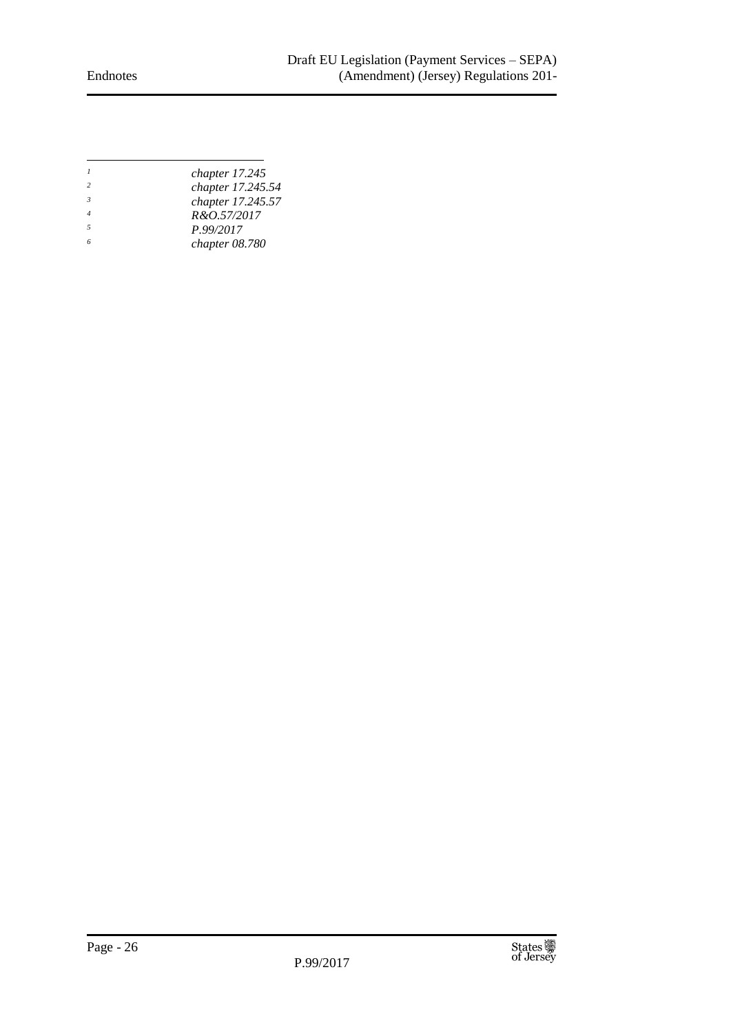[1] *chapter 17.245*

[2] *chapter 17.245.54*

[3] *chapter 17.245.57*

[4] *R&O.57/2017*

[5] *P.99/2017*

[6] *chapter 08.780*